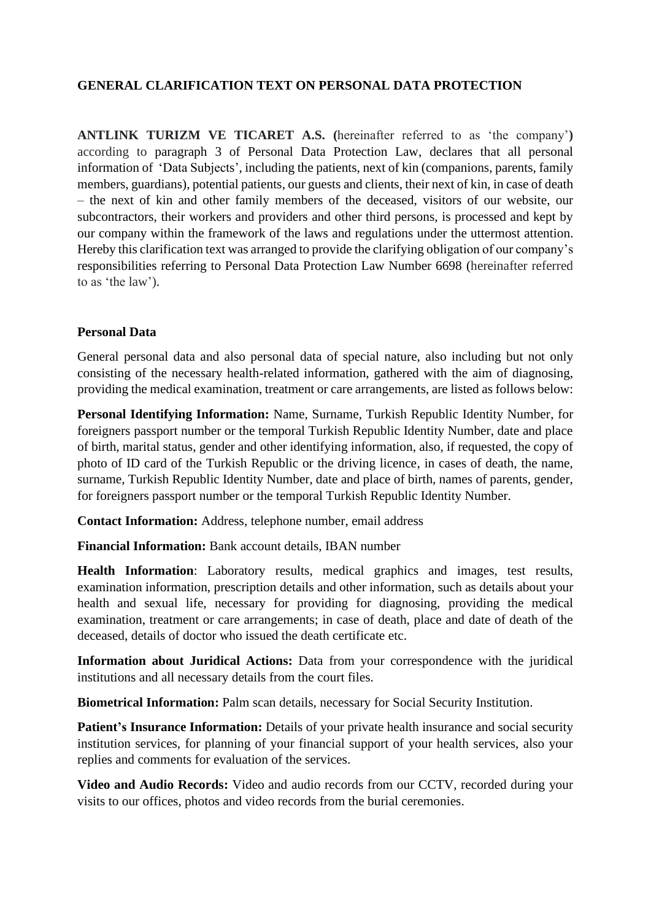# GENERAL CLARIFICATION TEXT ON PERSONAL DATA PROTECTION

**ANTLINK TURIZM VE TICARET A.S. (**hereinafter referred to as 'the company'**)** according to paragraph 3 of Personal Data Protection Law, declares that all personal information of 'Data Subjects', including the patients, next of kin (companions, parents, family members, guardians), potential patients, our guests and clients, their next of kin, in case of death – the next of kin and other family members of the deceased, visitors of our website, our subcontractors, their workers and providers and other third persons, is processed and kept by our company within the framework of the laws and regulations under the uttermost attention. Hereby this clarification text was arranged to provide the clarifying obligation of our company's responsibilities referring to Personal Data Protection Law Number 6698 (hereinafter referred to as 'the law').

## Personal Data

General personal data and also personal data of special nature, also including but not only consisting of the necessary health-related information, gathered with the aim of diagnosing, providing the medical examination, treatment or care arrangements, are listed as follows below:

**Personal Identifying Information:** Name, Surname, Turkish Republic Identity Number, for foreigners passport number or the temporal Turkish Republic Identity Number, date and place of birth, marital status, gender and other identifying information, also, if requested, the copy of photo of ID card of the Turkish Republic or the driving licence, in cases of death, the name, surname, Turkish Republic Identity Number, date and place of birth, names of parents, gender, for foreigners passport number or the temporal Turkish Republic Identity Number.

**Contact Information:** Address, telephone number, email address

**Financial Information:** Bank account details, IBAN number

**Health Information**: Laboratory results, medical graphics and images, test results, examination information, prescription details and other information, such as details about your health and sexual life, necessary for providing for diagnosing, providing the medical examination, treatment or care arrangements; in case of death, place and date of death of the deceased, details of doctor who issued the death certificate etc.

**Information about Juridical Actions:** Data from your correspondence with the juridical institutions and all necessary details from the court files.

**Biometrical Information:** Palm scan details, necessary for Social Security Institution.

**Patient's Insurance Information:** Details of your private health insurance and social security institution services, for planning of your financial support of your health services, also your replies and comments for evaluation of the services.

**Video and Audio Records:** Video and audio records from our CCTV, recorded during your visits to our offices, photos and video records from the burial ceremonies.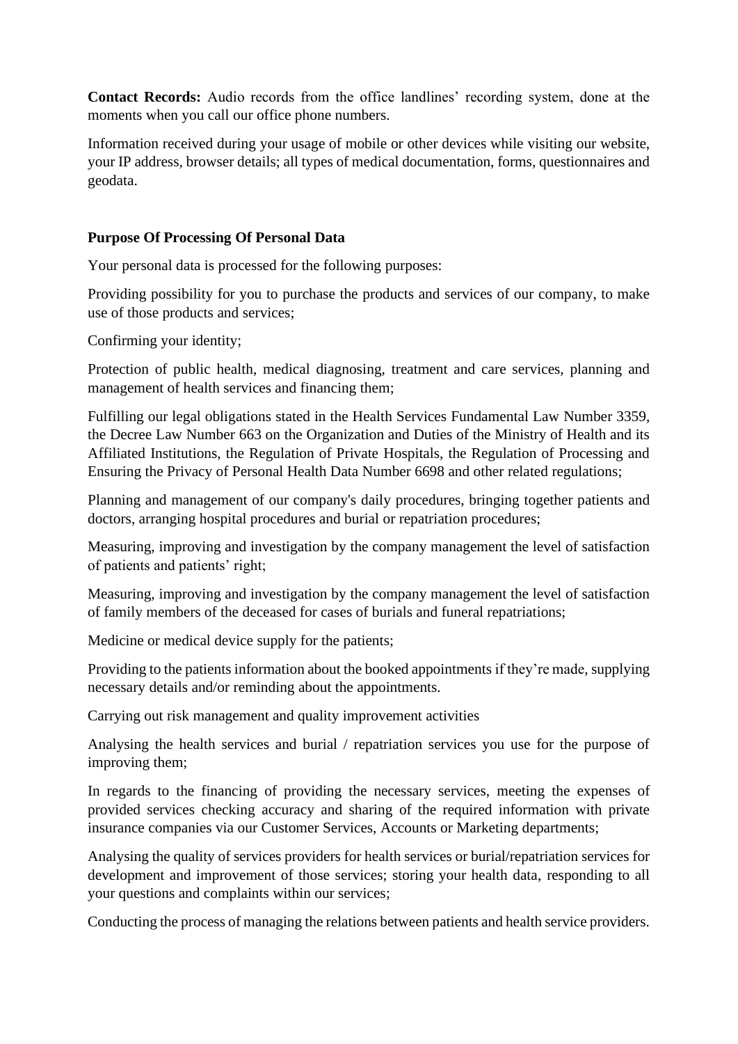**Contact Records:** Audio records from the office landlines' recording system, done at the moments when you call our office phone numbers.

Information received during your usage of mobile or other devices while visiting our website, your IP address, browser details; all types of medical documentation, forms, questionnaires and geodata.

**Purpose Of Processing Of Personal Data**

Your personal data is processed for the following purposes:

Providing possibility for you to purchase the products and services of our company, to make use of those products and services;

Confirming your identity;

Protection of public health, medical diagnosing, treatment and care services, planning and management of health services and financing them;

Fulfilling our legal obligations stated in the Health Services Fundamental Law Number 3359, the Decree Law Number 663 on the Organization and Duties of the Ministry of Health and its Affiliated Institutions, the Regulation of Private Hospitals, the Regulation of Processing and Ensuring the Privacy of Personal Health Data Number 6698 and other related regulations;

Planning and management of our company's daily procedures, bringing together patients and doctors, arranging hospital procedures and burial or repatriation procedures;

Measuring, improving and investigation by the company management the level of satisfaction of patients and patients' right;

Measuring, improving and investigation by the company management the level of satisfaction of family members of the deceased for cases of burials and funeral repatriations;

Medicine or medical device supply for the patients;

Providing to the patients information about the booked appointments if they're made, supplying necessary details and/or reminding about the appointments.

Carrying out risk management and quality improvement activities

Analysing the health services and burial / repatriation services you use for the purpose of improving them;

In regards to the financing of providing the necessary services, meeting the expenses of provided services checking accuracy and sharing of the required information with private insurance companies via our Customer Services, Accounts or Marketing departments;

Analysing the quality of services providers for health services or burial/repatriation services for development and improvement of those services; storing your health data, responding to all your questions and complaints within our services;

Conducting the process of managing the relations between patients and health service providers.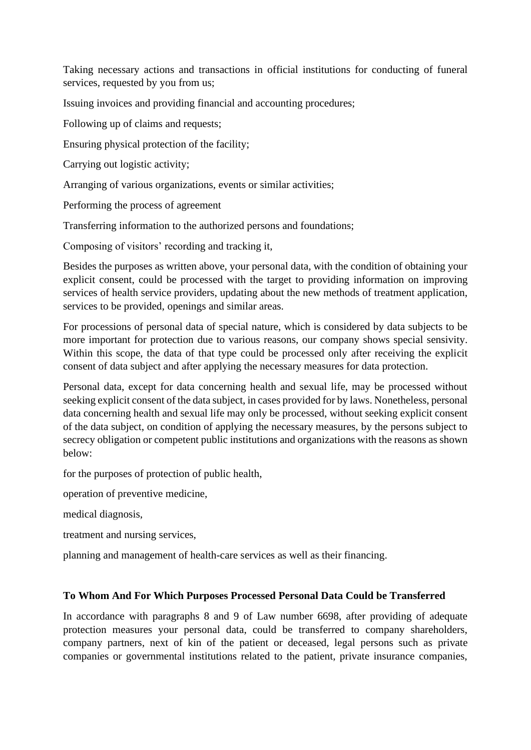Taking necessary actions and transactions in official institutions for conducting of funeral services, requested by you from us;

Issuing invoices and providing financial and accounting procedures;

Following up of claims and requests;

Ensuring physical protection of the facility;

Carrying out logistic activity;

Arranging of various organizations, events or similar activities;

Performing the process of agreement

Transferring information to the authorized persons and foundations;

Composing of visitors' recording and tracking it,

Besides the purposes as written above, your personal data, with the condition of obtaining your explicit consent, could be processed with the target to providing information on improving services of health service providers, updating about the new methods of treatment application, services to be provided, openings and similar areas.

For processions of personal data of special nature, which is considered by data subjects to be more important for protection due to various reasons, our company shows special sensivity. Within this scope, the data of that type could be processed only after receiving the explicit consent of data subject and after applying the necessary measures for data protection.

Personal data, except for data concerning health and sexual life, may be processed without seeking explicit consent of the data subject, in cases provided for by laws. Nonetheless, personal data concerning health and sexual life may only be processed, without seeking explicit consent of the data subject, on condition of applying the necessary measures, by the persons subject to secrecy obligation or competent public institutions and organizations with the reasons as shown below:

for the purposes of protection of public health,

operation of preventive medicine,

medical diagnosis,

treatment and nursing services,

planning and management of health-care services as well as their financing.

**To Whom And For Which Purposes Processed Personal Data Could be Transferred**

In accordance with paragraphs 8 and 9 of Law number 6698, after providing of adequate protection measures your personal data, could be transferred to company shareholders, company partners, next of kin of the patient or deceased, legal persons such as private companies or governmental institutions related to the patient, private insurance companies,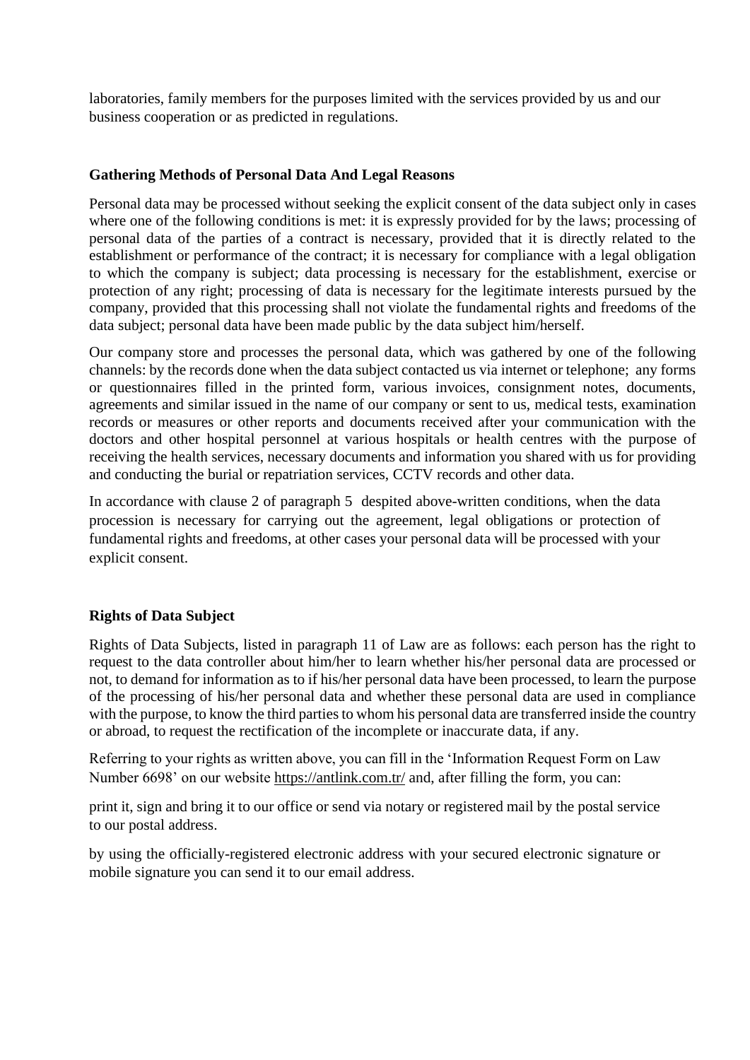laboratories, family members for the purposes limited with the services provided by us and our business cooperation or as predicted in regulations.

**Gathering Methods of Personal Data And Legal Reasons**

Personal data may be processed without seeking the explicit consent of the data subject only in cases where one of the following conditions is met: it is expressly provided for by the laws; processing of personal data of the parties of a contract is necessary, provided that it is directly related to the establishment or performance of the contract; it is necessary for compliance with a legal obligation to which the company is subject; data processing is necessary for the establishment, exercise or protection of any right; processing of data is necessary for the legitimate interests pursued by the company, provided that this processing shall not violate the fundamental rights and freedoms of the data subject; personal data have been made public by the data subject him/herself.

Our company store and processes the personal data, which was gathered by one of the following channels: by the records done when the data subject contacted us via internet or telephone; any forms or questionnaires filled in the printed form, various invoices, consignment notes, documents, agreements and similar issued in the name of our company or sent to us, medical tests, examination records or measures or other reports and documents received after your communication with the doctors and other hospital personnel at various hospitals or health centres with the purpose of receiving the health services, necessary documents and information you shared with us for providing and conducting the burial or repatriation services, CCTV records and other data.

In accordance with clause 2 of paragraph 5 despited above-written conditions, when the data procession is necessary for carrying out the agreement, legal obligations or protection of fundamental rights and freedoms, at other cases your personal data will be processed with your explicit consent.

**Rights of Data Subject**

Rights of Data Subjects, listed in paragraph 11 of Law are as follows: each person has the right to request to the data controller about him/her to learn whether his/her personal data are processed or not, to demand for information as to if his/her personal data have been processed, to learn the purpose of the processing of his/her personal data and whether these personal data are used in compliance with the purpose, to know the third parties to whom his personal data are transferred inside the country or abroad, to request the rectification of the incomplete or inaccurate data, if any.

Referring to your rights as written above, you can fill in the 'Information Request Form on Law Number 6698' on our website https://antlink.com.tr/ and, after filling the form, you can:

print it, sign and bring it to our office or send via notary or registered mail by the postal service to our postal address.

by using the officially-registered electronic address with your secured electronic signature or mobile signature you can send it to our email address.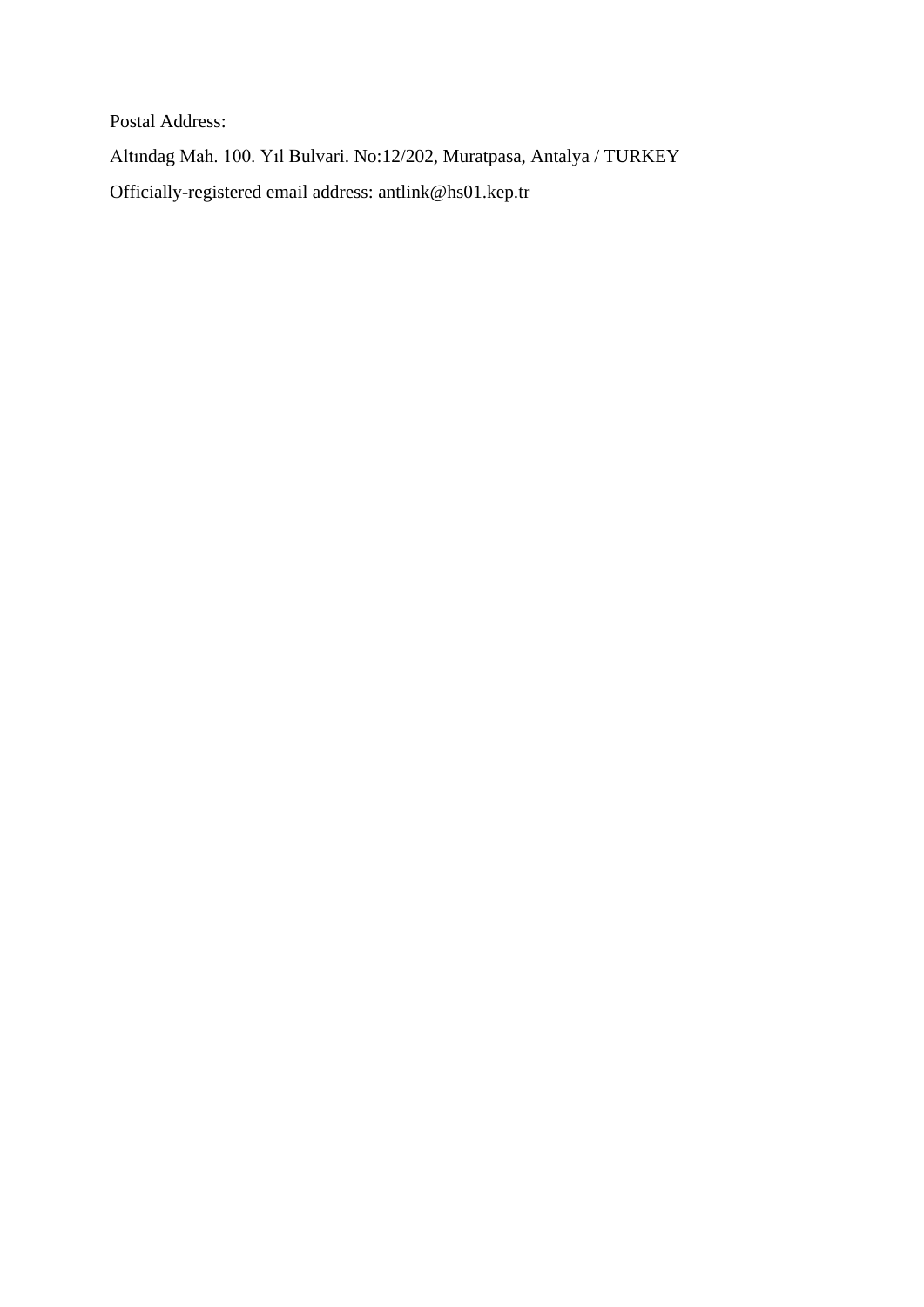Postal Address:

Altındag Mah. 100. Yıl Bulvari. No:12/202, Muratpasa, Antalya / TURKEY

Officially-registered email address: antlink@hs01.kep.tr